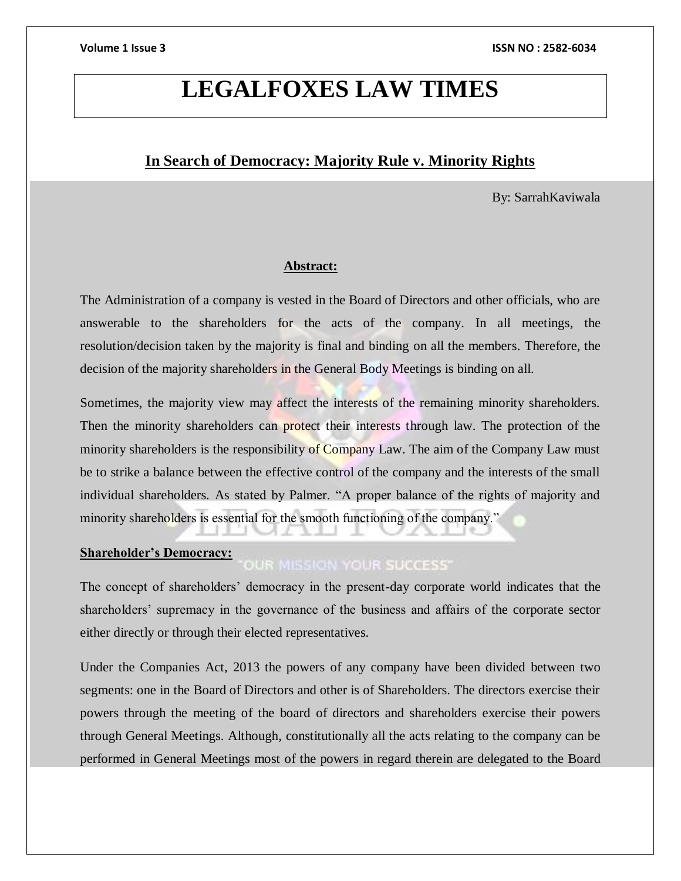# LEGALFOXES LAW TIMES

## In Search of Democracy: Majority Rule v. Minority Rights

By: SarrahKaviwala

### Abstract:

The Administration of a company is vested in the Board of Directors and other officials, who are answerable to the shareholders for the acts of the company. In all meetings, the resolution/decision taken by the majority is final and binding on all the members. Therefore, the decision of the majority shareholders in the General Body Meetings is binding on all.

Sometimes, the majority view may affect the interests of the remaining minority shareholders. Then the minority shareholders can protect their interests through law. The protection of the minority shareholders is the responsibility of Company Law. The aim of the Company Law must be to strike a balance between the effective control of the company and the interests of the small individual shareholders. As stated by Palmer. "A proper balance of the rights of majority and minority shareholders is essential for the smooth functioning of the company."

### Shareholder's Democracy:

The concept of shareholders' democracy in the present-day corporate world indicates that the shareholders' supremacy in the governance of the business and affairs of the corporate sector either directly or through their elected representatives.

Under the Companies Act, 2013 the powers of any company have been divided between two segments: one in the Board of Directors and other is of Shareholders. The directors exercise their powers through the meeting of the board of directors and shareholders exercise their powers through General Meetings. Although, constitutionally all the acts relating to the company can be performed in General Meetings most of the powers in regard therein are delegated to the Board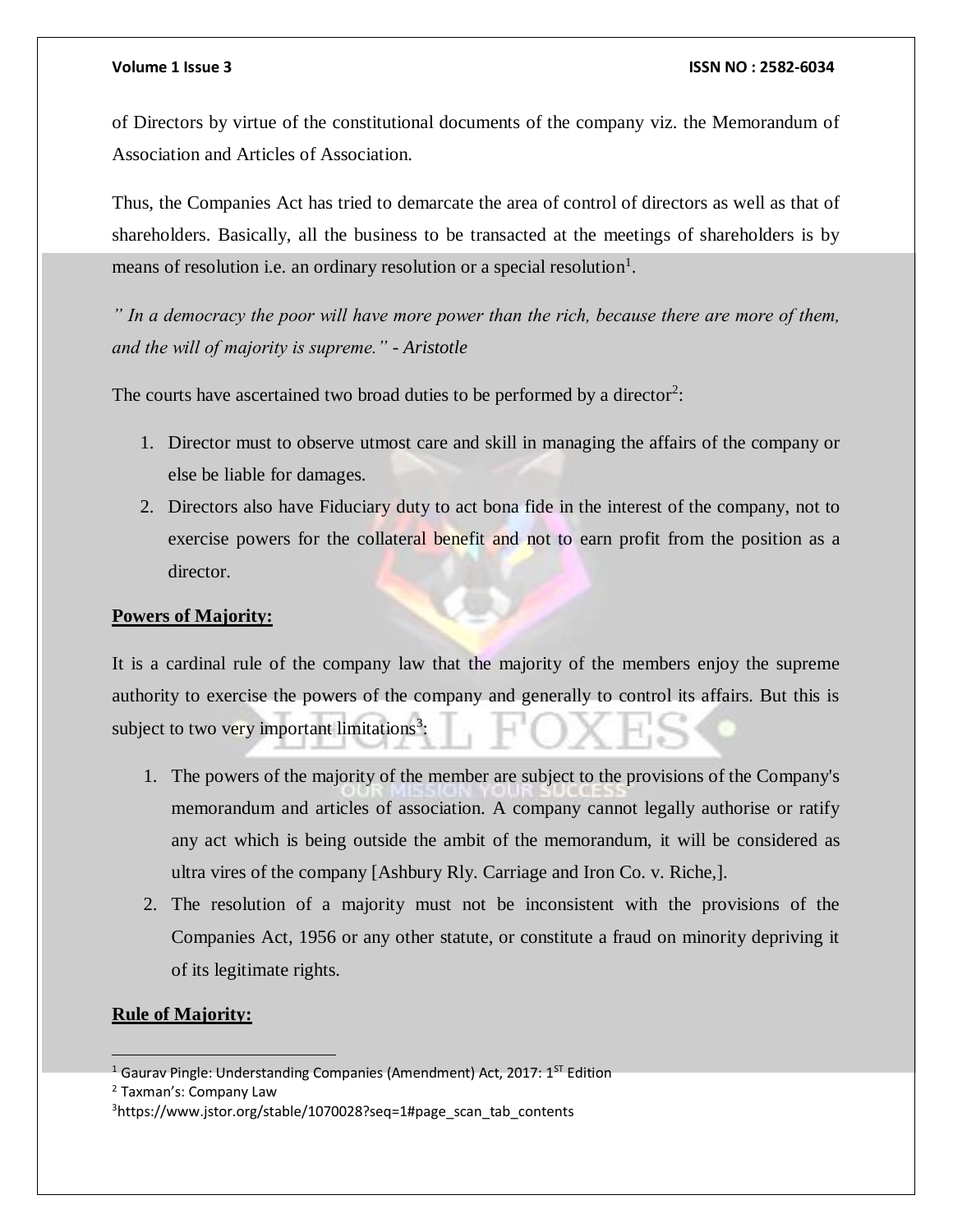of Directors by virtue of the constitutional documents of the company viz. the Memorandum of Association and Articles of Association.

Thus, the Companies Act has tried to demarcate the area of control of directors as well as that of shareholders. Basically, all the business to be transacted at the meetings of shareholders is by means of resolution i.e. an ordinary resolution or a special resolution[1].

*" In a democracy the poor will have more power than the rich, because there are more of them, and the will of majority is supreme." - Aristotle*

The courts have ascertained two broad duties to be performed by a director[2]:

1. Director must to observe utmost care and skill in managing the affairs of the company or else be liable for damages.
2. Directors also have Fiduciary duty to act bona fide in the interest of the company, not to exercise powers for the collateral benefit and not to earn profit from the position as a director.

**Powers of Majority:**

It is a cardinal rule of the company law that the majority of the members enjoy the supreme authority to exercise the powers of the company and generally to control its affairs. But this is subject to two very important limitations[3]:

1. The powers of the majority of the member are subject to the provisions of the Company's memorandum and articles of association. A company cannot legally authorise or ratify any act which is being outside the ambit of the memorandum, it will be considered as ultra vires of the company [Ashbury Rly. Carriage and Iron Co. v. Riche,].
2. The resolution of a majority must not be inconsistent with the provisions of the Companies Act, 1956 or any other statute, or constitute a fraud on minority depriving it of its legitimate rights.

**Rule of Majority:**

---

[1] Gaurav Pingle: Understanding Companies (Amendment) Act, 2017: 1ST Edition

[2] Taxman's: Company Law

[3] https://www.jstor.org/stable/1070028?seq=1#page_scan_tab_contents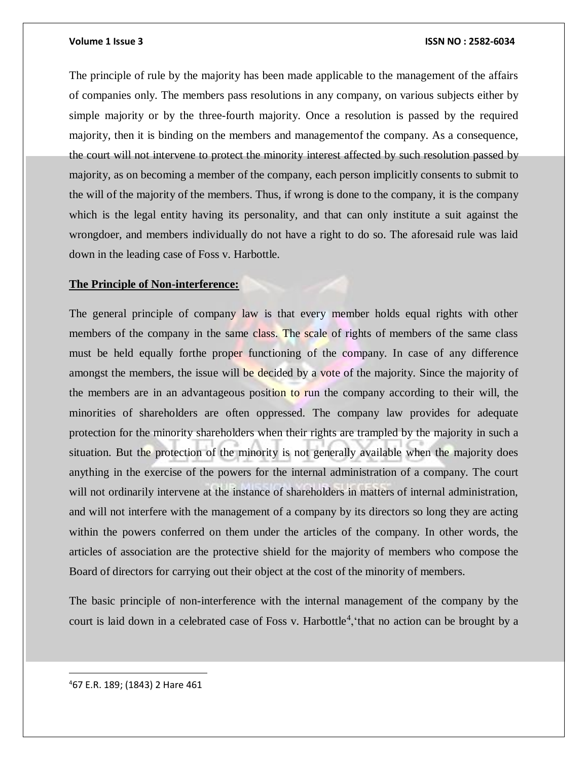The principle of rule by the majority has been made applicable to the management of the affairs of companies only. The members pass resolutions in any company, on various subjects either by simple majority or by the three-fourth majority. Once a resolution is passed by the required majority, then it is binding on the members and managementof the company. As a consequence, the court will not intervene to protect the minority interest affected by such resolution passed by majority, as on becoming a member of the company, each person implicitly consents to submit to the will of the majority of the members. Thus, if wrong is done to the company, it is the company which is the legal entity having its personality, and that can only institute a suit against the wrongdoer, and members individually do not have a right to do so. The aforesaid rule was laid down in the leading case of Foss v. Harbottle.

**The Principle of Non-interference:**

The general principle of company law is that every member holds equal rights with other members of the company in the same class. The scale of rights of members of the same class must be held equally forthe proper functioning of the company. In case of any difference amongst the members, the issue will be decided by a vote of the majority. Since the majority of the members are in an advantageous position to run the company according to their will, the minorities of shareholders are often oppressed. The company law provides for adequate protection for the minority shareholders when their rights are trampled by the majority in such a situation. But the protection of the minority is not generally available when the majority does anything in the exercise of the powers for the internal administration of a company. The court will not ordinarily intervene at the instance of shareholders in matters of internal administration, and will not interfere with the management of a company by its directors so long they are acting within the powers conferred on them under the articles of the company. In other words, the articles of association are the protective shield for the majority of members who compose the Board of directors for carrying out their object at the cost of the minority of members.

The basic principle of non-interference with the internal management of the company by the court is laid down in a celebrated case of Foss v. Harbottle[4],'that no action can be brought by a

[4] 67 E.R. 189; (1843) 2 Hare 461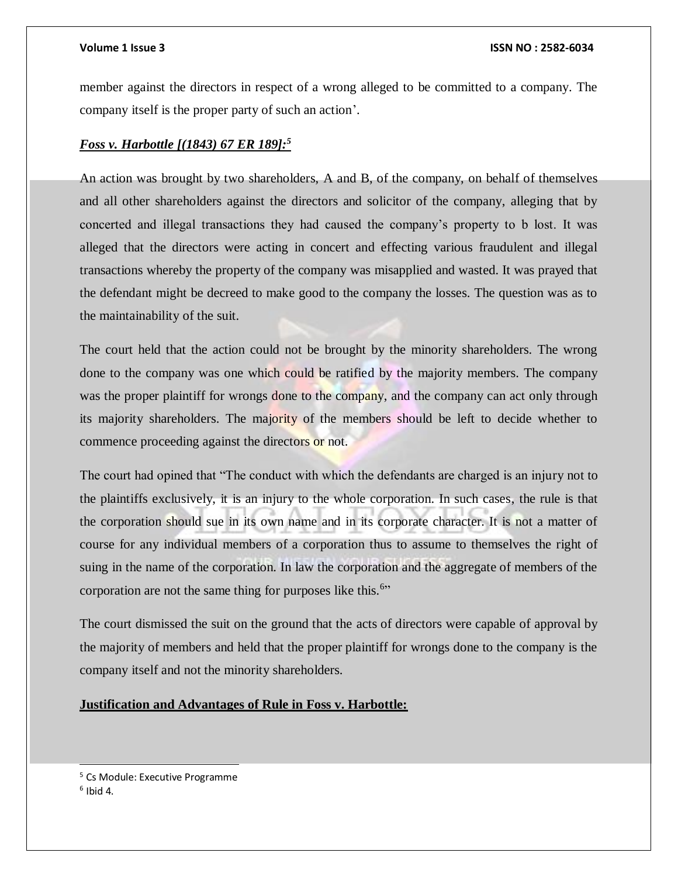member against the directors in respect of a wrong alleged to be committed to a company. The company itself is the proper party of such an action'.

***Foss v. Harbottle [(1843) 67 ER 189]:***[5]

An action was brought by two shareholders, A and B, of the company, on behalf of themselves and all other shareholders against the directors and solicitor of the company, alleging that by concerted and illegal transactions they had caused the company's property to b lost. It was alleged that the directors were acting in concert and effecting various fraudulent and illegal transactions whereby the property of the company was misapplied and wasted. It was prayed that the defendant might be decreed to make good to the company the losses. The question was as to the maintainability of the suit.

The court held that the action could not be brought by the minority shareholders. The wrong done to the company was one which could be ratified by the majority members. The company was the proper plaintiff for wrongs done to the company, and the company can act only through its majority shareholders. The majority of the members should be left to decide whether to commence proceeding against the directors or not.

The court had opined that "The conduct with which the defendants are charged is an injury not to the plaintiffs exclusively, it is an injury to the whole corporation. In such cases, the rule is that the corporation should sue in its own name and in its corporate character. It is not a matter of course for any individual members of a corporation thus to assume to themselves the right of suing in the name of the corporation. In law the corporation and the aggregate of members of the corporation are not the same thing for purposes like this.[6]"

The court dismissed the suit on the ground that the acts of directors were capable of approval by the majority of members and held that the proper plaintiff for wrongs done to the company is the company itself and not the minority shareholders.

**Justification and Advantages of Rule in Foss v. Harbottle:**

---

[5] Cs Module: Executive Programme

[6] Ibid 4.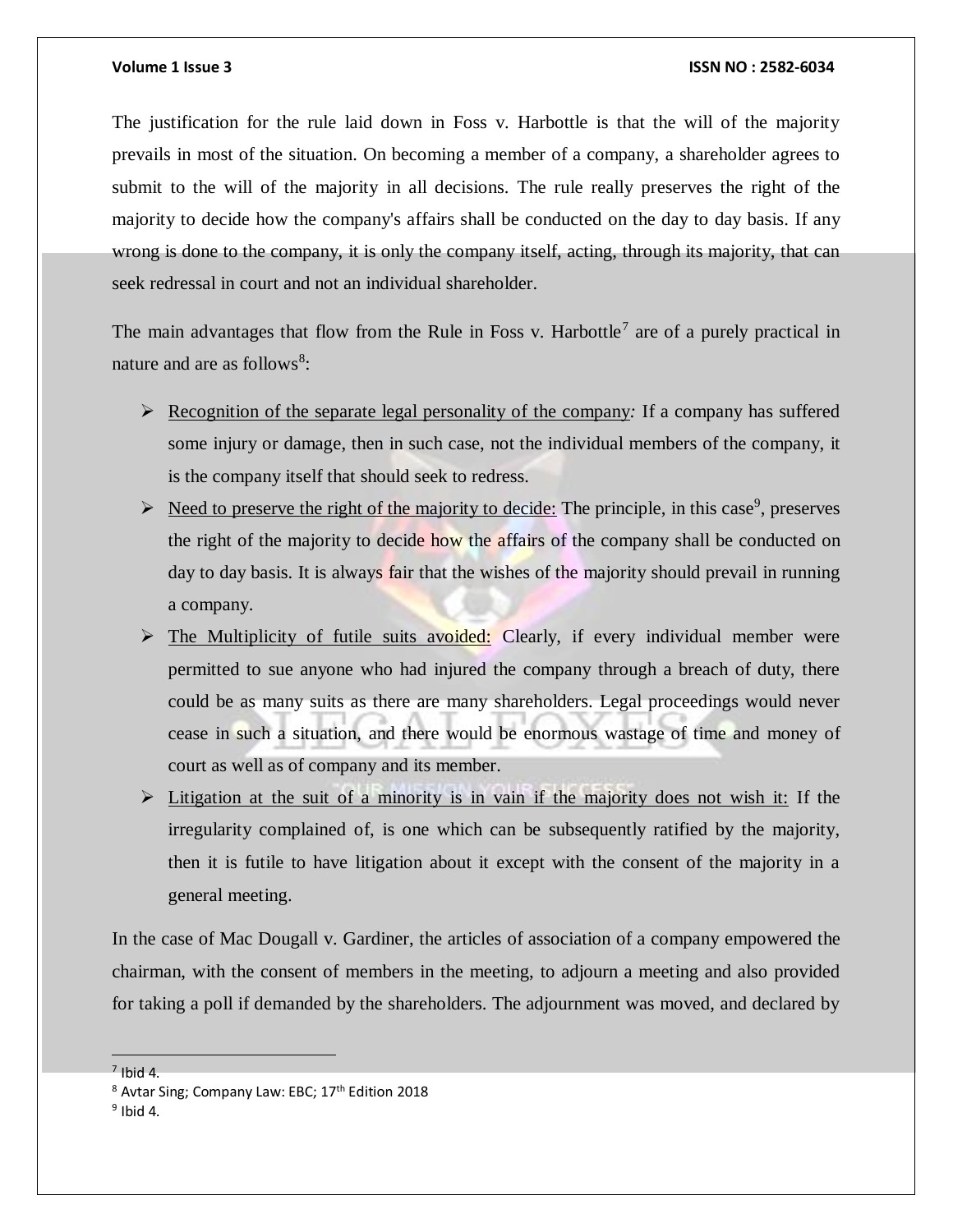The justification for the rule laid down in Foss v. Harbottle is that the will of the majority prevails in most of the situation. On becoming a member of a company, a shareholder agrees to submit to the will of the majority in all decisions. The rule really preserves the right of the majority to decide how the company's affairs shall be conducted on the day to day basis. If any wrong is done to the company, it is only the company itself, acting, through its majority, that can seek redressal in court and not an individual shareholder.

The main advantages that flow from the Rule in Foss v. Harbottle[7] are of a purely practical in nature and are as follows[8]:

- Recognition of the separate legal personality of the company*:* If a company has suffered some injury or damage, then in such case, not the individual members of the company, it is the company itself that should seek to redress.
- Need to preserve the right of the majority to decide: The principle, in this case[9], preserves the right of the majority to decide how the affairs of the company shall be conducted on day to day basis. It is always fair that the wishes of the majority should prevail in running a company.
- The Multiplicity of futile suits avoided: Clearly, if every individual member were permitted to sue anyone who had injured the company through a breach of duty, there could be as many suits as there are many shareholders. Legal proceedings would never cease in such a situation, and there would be enormous wastage of time and money of court as well as of company and its member.
- Litigation at the suit of a minority is in vain if the majority does not wish it: If the irregularity complained of, is one which can be subsequently ratified by the majority, then it is futile to have litigation about it except with the consent of the majority in a general meeting.

In the case of Mac Dougall v. Gardiner, the articles of association of a company empowered the chairman, with the consent of members in the meeting, to adjourn a meeting and also provided for taking a poll if demanded by the shareholders. The adjournment was moved, and declared by

---

[7] Ibid 4.

[8] Avtar Sing; Company Law: EBC; 17th Edition 2018

[9] Ibid 4.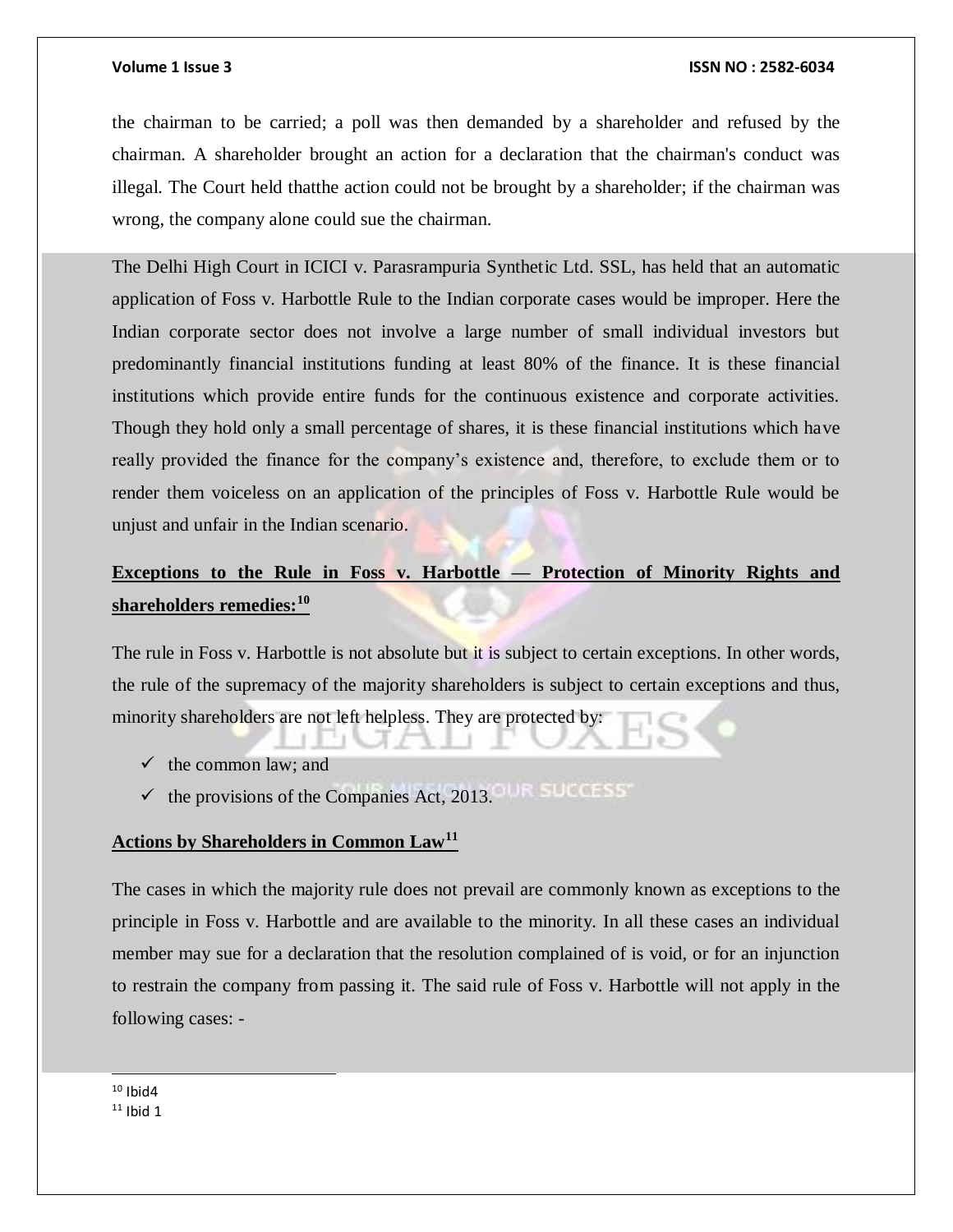the chairman to be carried; a poll was then demanded by a shareholder and refused by the chairman. A shareholder brought an action for a declaration that the chairman's conduct was illegal. The Court held thatthe action could not be brought by a shareholder; if the chairman was wrong, the company alone could sue the chairman.

The Delhi High Court in ICICI v. Parasrampuria Synthetic Ltd. SSL, has held that an automatic application of Foss v. Harbottle Rule to the Indian corporate cases would be improper. Here the Indian corporate sector does not involve a large number of small individual investors but predominantly financial institutions funding at least 80% of the finance. It is these financial institutions which provide entire funds for the continuous existence and corporate activities. Though they hold only a small percentage of shares, it is these financial institutions which have really provided the finance for the company's existence and, therefore, to exclude them or to render them voiceless on an application of the principles of Foss v. Harbottle Rule would be unjust and unfair in the Indian scenario.

**Exceptions to the Rule in Foss v. Harbottle — Protection of Minority Rights and shareholders remedies:[10]**

The rule in Foss v. Harbottle is not absolute but it is subject to certain exceptions. In other words, the rule of the supremacy of the majority shareholders is subject to certain exceptions and thus, minority shareholders are not left helpless. They are protected by:

- ✓ the common law; and
- ✓ the provisions of the Companies Act, 2013.

**Actions by Shareholders in Common Law[11]**

The cases in which the majority rule does not prevail are commonly known as exceptions to the principle in Foss v. Harbottle and are available to the minority. In all these cases an individual member may sue for a declaration that the resolution complained of is void, or for an injunction to restrain the company from passing it. The said rule of Foss v. Harbottle will not apply in the following cases: -

[10] Ibid4
[11] Ibid 1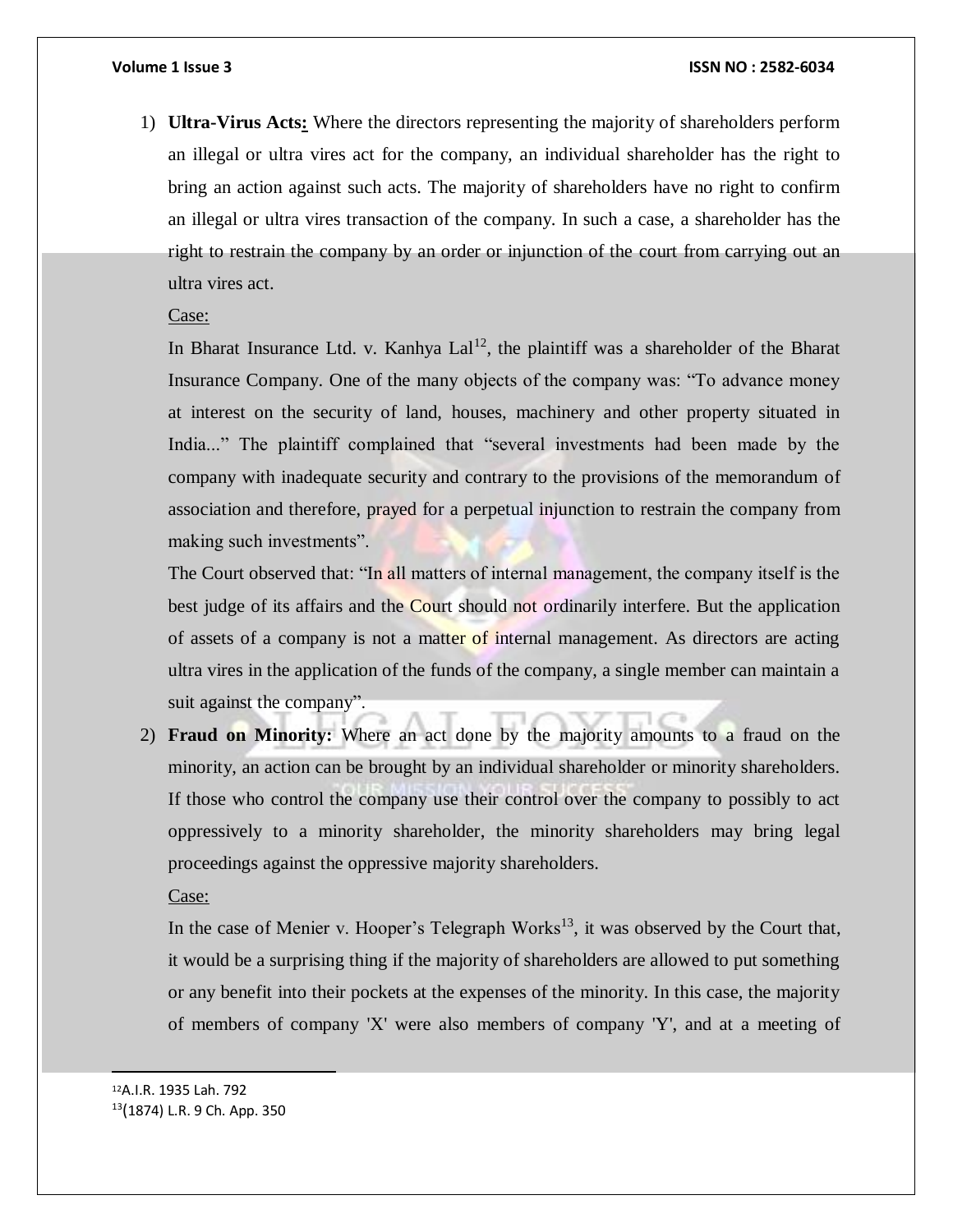1) **Ultra-Virus Acts:** Where the directors representing the majority of shareholders perform an illegal or ultra vires act for the company, an individual shareholder has the right to bring an action against such acts. The majority of shareholders have no right to confirm an illegal or ultra vires transaction of the company. In such a case, a shareholder has the right to restrain the company by an order or injunction of the court from carrying out an ultra vires act.

   Case:

   In Bharat Insurance Ltd. v. Kanhya Lal[12], the plaintiff was a shareholder of the Bharat Insurance Company. One of the many objects of the company was: "To advance money at interest on the security of land, houses, machinery and other property situated in India..." The plaintiff complained that "several investments had been made by the company with inadequate security and contrary to the provisions of the memorandum of association and therefore, prayed for a perpetual injunction to restrain the company from making such investments".

   The Court observed that: "In all matters of internal management, the company itself is the best judge of its affairs and the Court should not ordinarily interfere. But the application of assets of a company is not a matter of internal management. As directors are acting ultra vires in the application of the funds of the company, a single member can maintain a suit against the company".

2) **Fraud on Minority:** Where an act done by the majority amounts to a fraud on the minority, an action can be brought by an individual shareholder or minority shareholders. If those who control the company use their control over the company to possibly to act oppressively to a minority shareholder, the minority shareholders may bring legal proceedings against the oppressive majority shareholders.

   Case:

   In the case of Menier v. Hooper's Telegraph Works[13], it was observed by the Court that, it would be a surprising thing if the majority of shareholders are allowed to put something or any benefit into their pockets at the expenses of the minority. In this case, the majority of members of company 'X' were also members of company 'Y', and at a meeting of

---

[12] A.I.R. 1935 Lah. 792

[13] (1874) L.R. 9 Ch. App. 350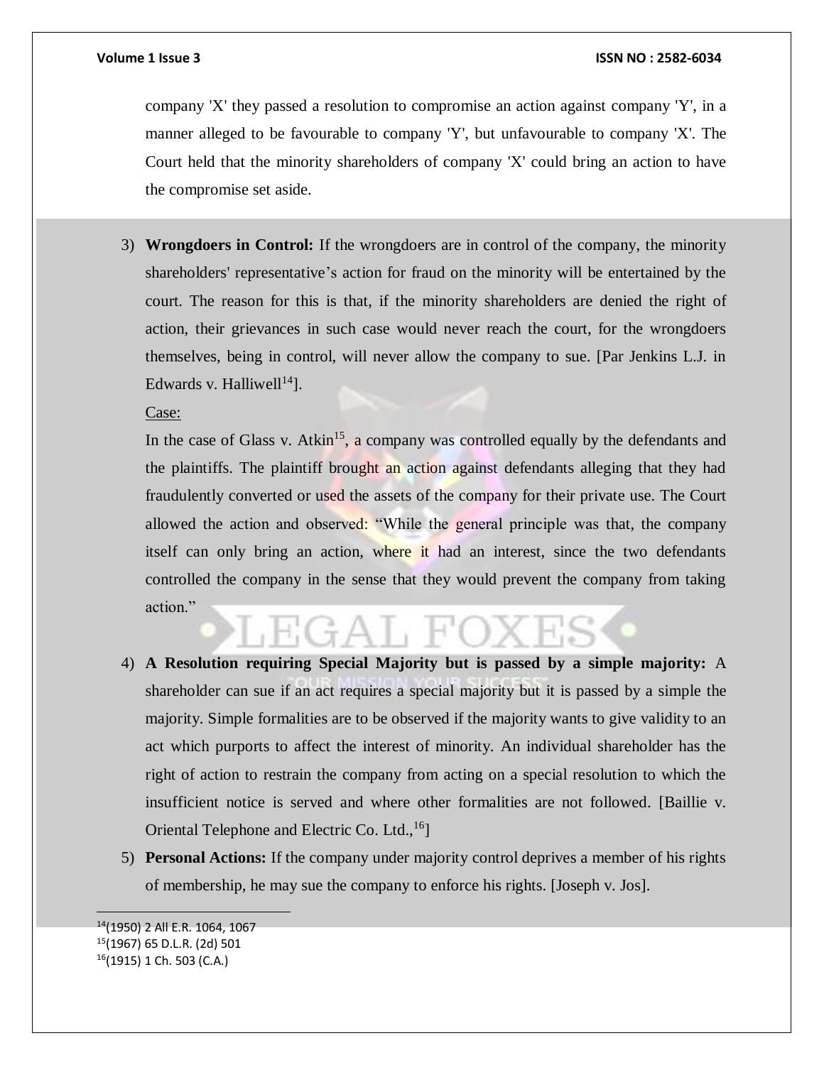company 'X' they passed a resolution to compromise an action against company 'Y', in a manner alleged to be favourable to company 'Y', but unfavourable to company 'X'. The Court held that the minority shareholders of company 'X' could bring an action to have the compromise set aside.

3) **Wrongdoers in Control:** If the wrongdoers are in control of the company, the minority shareholders' representative's action for fraud on the minority will be entertained by the court. The reason for this is that, if the minority shareholders are denied the right of action, their grievances in such case would never reach the court, for the wrongdoers themselves, being in control, will never allow the company to sue. [Par Jenkins L.J. in Edwards v. Halliwell[14]].

   Case:

   In the case of Glass v. Atkin[15], a company was controlled equally by the defendants and the plaintiffs. The plaintiff brought an action against defendants alleging that they had fraudulently converted or used the assets of the company for their private use. The Court allowed the action and observed: "While the general principle was that, the company itself can only bring an action, where it had an interest, since the two defendants controlled the company in the sense that they would prevent the company from taking action."

4) **A Resolution requiring Special Majority but is passed by a simple majority:** A shareholder can sue if an act requires a special majority but it is passed by a simple the majority. Simple formalities are to be observed if the majority wants to give validity to an act which purports to affect the interest of minority. An individual shareholder has the right of action to restrain the company from acting on a special resolution to which the insufficient notice is served and where other formalities are not followed. [Baillie v. Oriental Telephone and Electric Co. Ltd.,[16]]

5) **Personal Actions:** If the company under majority control deprives a member of his rights of membership, he may sue the company to enforce his rights. [Joseph v. Jos].

---

[14](1950) 2 All E.R. 1064, 1067

[15](1967) 65 D.L.R. (2d) 501

[16](1915) 1 Ch. 503 (C.A.)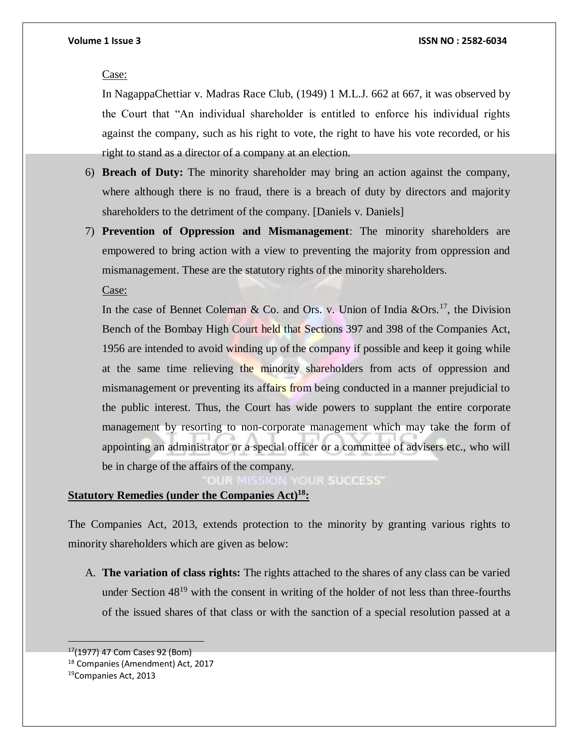Case:

In NagappaChettiar v. Madras Race Club, (1949) 1 M.L.J. 662 at 667, it was observed by the Court that "An individual shareholder is entitled to enforce his individual rights against the company, such as his right to vote, the right to have his vote recorded, or his right to stand as a director of a company at an election.

6) **Breach of Duty:** The minority shareholder may bring an action against the company, where although there is no fraud, there is a breach of duty by directors and majority shareholders to the detriment of the company. [Daniels v. Daniels]

7) **Prevention of Oppression and Mismanagement**: The minority shareholders are empowered to bring action with a view to preventing the majority from oppression and mismanagement. These are the statutory rights of the minority shareholders.

   Case:

   In the case of Bennet Coleman & Co. and Ors. v. Union of India &Ors.[17], the Division Bench of the Bombay High Court held that Sections 397 and 398 of the Companies Act, 1956 are intended to avoid winding up of the company if possible and keep it going while at the same time relieving the minority shareholders from acts of oppression and mismanagement or preventing its affairs from being conducted in a manner prejudicial to the public interest. Thus, the Court has wide powers to supplant the entire corporate management by resorting to non-corporate management which may take the form of appointing an administrator or a special officer or a committee of advisers etc., who will be in charge of the affairs of the company.

**Statutory Remedies (under the Companies Act)[18]:**

The Companies Act, 2013, extends protection to the minority by granting various rights to minority shareholders which are given as below:

A. **The variation of class rights:** The rights attached to the shares of any class can be varied under Section 48[19] with the consent in writing of the holder of not less than three-fourths of the issued shares of that class or with the sanction of a special resolution passed at a

---

[17] (1977) 47 Com Cases 92 (Bom)

[18] Companies (Amendment) Act, 2017

[19] Companies Act, 2013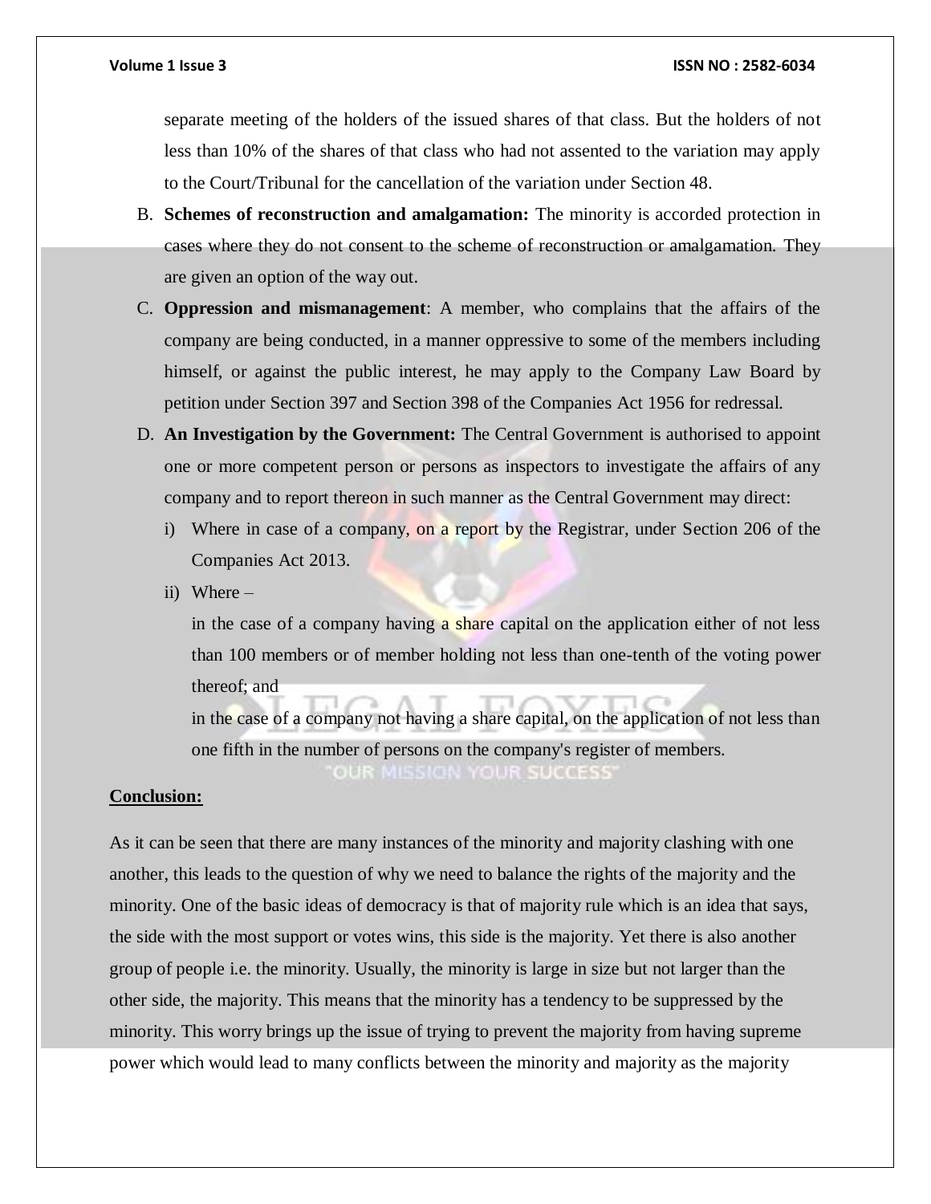separate meeting of the holders of the issued shares of that class. But the holders of not less than 10% of the shares of that class who had not assented to the variation may apply to the Court/Tribunal for the cancellation of the variation under Section 48.

B. **Schemes of reconstruction and amalgamation:** The minority is accorded protection in cases where they do not consent to the scheme of reconstruction or amalgamation. They are given an option of the way out.

C. **Oppression and mismanagement**: A member, who complains that the affairs of the company are being conducted, in a manner oppressive to some of the members including himself, or against the public interest, he may apply to the Company Law Board by petition under Section 397 and Section 398 of the Companies Act 1956 for redressal.

D. **An Investigation by the Government:** The Central Government is authorised to appoint one or more competent person or persons as inspectors to investigate the affairs of any company and to report thereon in such manner as the Central Government may direct:

   i) Where in case of a company, on a report by the Registrar, under Section 206 of the Companies Act 2013.

   ii) Where –

   in the case of a company having a share capital on the application either of not less than 100 members or of member holding not less than one-tenth of the voting power thereof; and

   in the case of a company not having a share capital, on the application of not less than one fifth in the number of persons on the company's register of members.

**Conclusion:**

As it can be seen that there are many instances of the minority and majority clashing with one another, this leads to the question of why we need to balance the rights of the majority and the minority. One of the basic ideas of democracy is that of majority rule which is an idea that says, the side with the most support or votes wins, this side is the majority. Yet there is also another group of people i.e. the minority. Usually, the minority is large in size but not larger than the other side, the majority. This means that the minority has a tendency to be suppressed by the minority. This worry brings up the issue of trying to prevent the majority from having supreme power which would lead to many conflicts between the minority and majority as the majority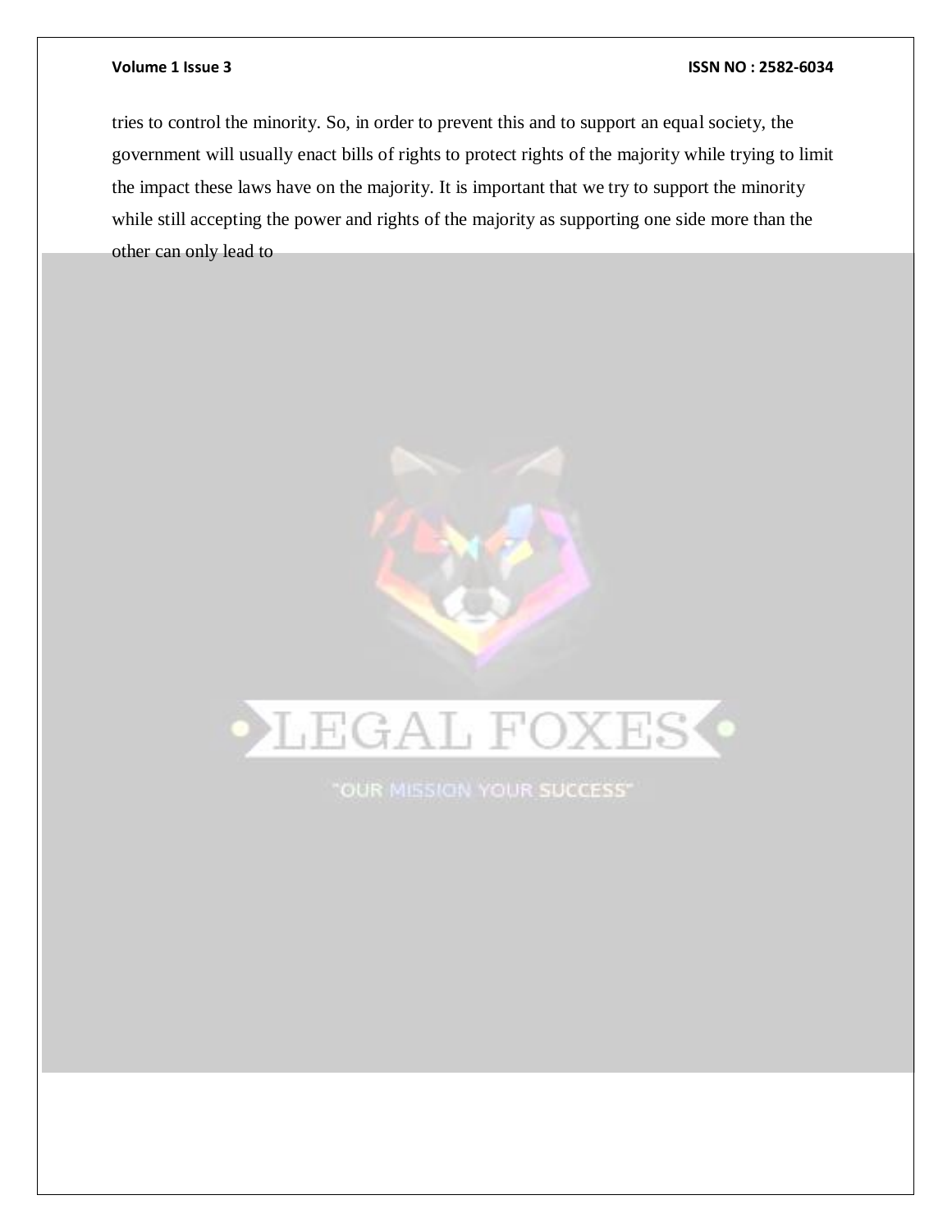tries to control the minority. So, in order to prevent this and to support an equal society, the government will usually enact bills of rights to protect rights of the majority while trying to limit the impact these laws have on the majority. It is important that we try to support the minority while still accepting the power and rights of the majority as supporting one side more than the other can only lead to